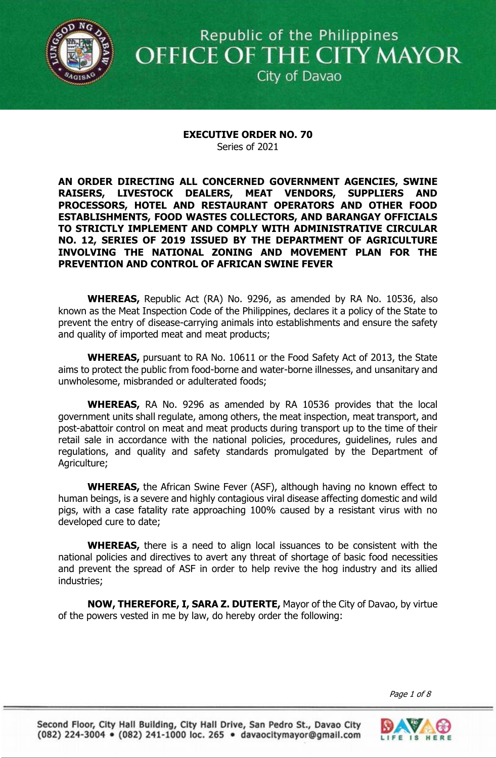Republic of the Philippines
# OFFICE OF THE CITY MAYOR
City of Davao

**EXECUTIVE ORDER NO. 70**
Series of 2021

**AN ORDER DIRECTING ALL CONCERNED GOVERNMENT AGENCIES, SWINE RAISERS, LIVESTOCK DEALERS, MEAT VENDORS, SUPPLIERS AND PROCESSORS, HOTEL AND RESTAURANT OPERATORS AND OTHER FOOD ESTABLISHMENTS, FOOD WASTES COLLECTORS, AND BARANGAY OFFICIALS TO STRICTLY IMPLEMENT AND COMPLY WITH ADMINISTRATIVE CIRCULAR NO. 12, SERIES OF 2019 ISSUED BY THE DEPARTMENT OF AGRICULTURE INVOLVING THE NATIONAL ZONING AND MOVEMENT PLAN FOR THE PREVENTION AND CONTROL OF AFRICAN SWINE FEVER**

**WHEREAS,** Republic Act (RA) No. 9296, as amended by RA No. 10536, also known as the Meat Inspection Code of the Philippines, declares it a policy of the State to prevent the entry of disease-carrying animals into establishments and ensure the safety and quality of imported meat and meat products;

**WHEREAS,** pursuant to RA No. 10611 or the Food Safety Act of 2013, the State aims to protect the public from food-borne and water-borne illnesses, and unsanitary and unwholesome, misbranded or adulterated foods;

**WHEREAS,** RA No. 9296 as amended by RA 10536 provides that the local government units shall regulate, among others, the meat inspection, meat transport, and post-abattoir control on meat and meat products during transport up to the time of their retail sale in accordance with the national policies, procedures, guidelines, rules and regulations, and quality and safety standards promulgated by the Department of Agriculture;

**WHEREAS,** the African Swine Fever (ASF), although having no known effect to human beings, is a severe and highly contagious viral disease affecting domestic and wild pigs, with a case fatality rate approaching 100% caused by a resistant virus with no developed cure to date;

**WHEREAS,** there is a need to align local issuances to be consistent with the national policies and directives to avert any threat of shortage of basic food necessities and prevent the spread of ASF in order to help revive the hog industry and its allied industries;

**NOW, THEREFORE, I, SARA Z. DUTERTE,** Mayor of the City of Davao, by virtue of the powers vested in me by law, do hereby order the following: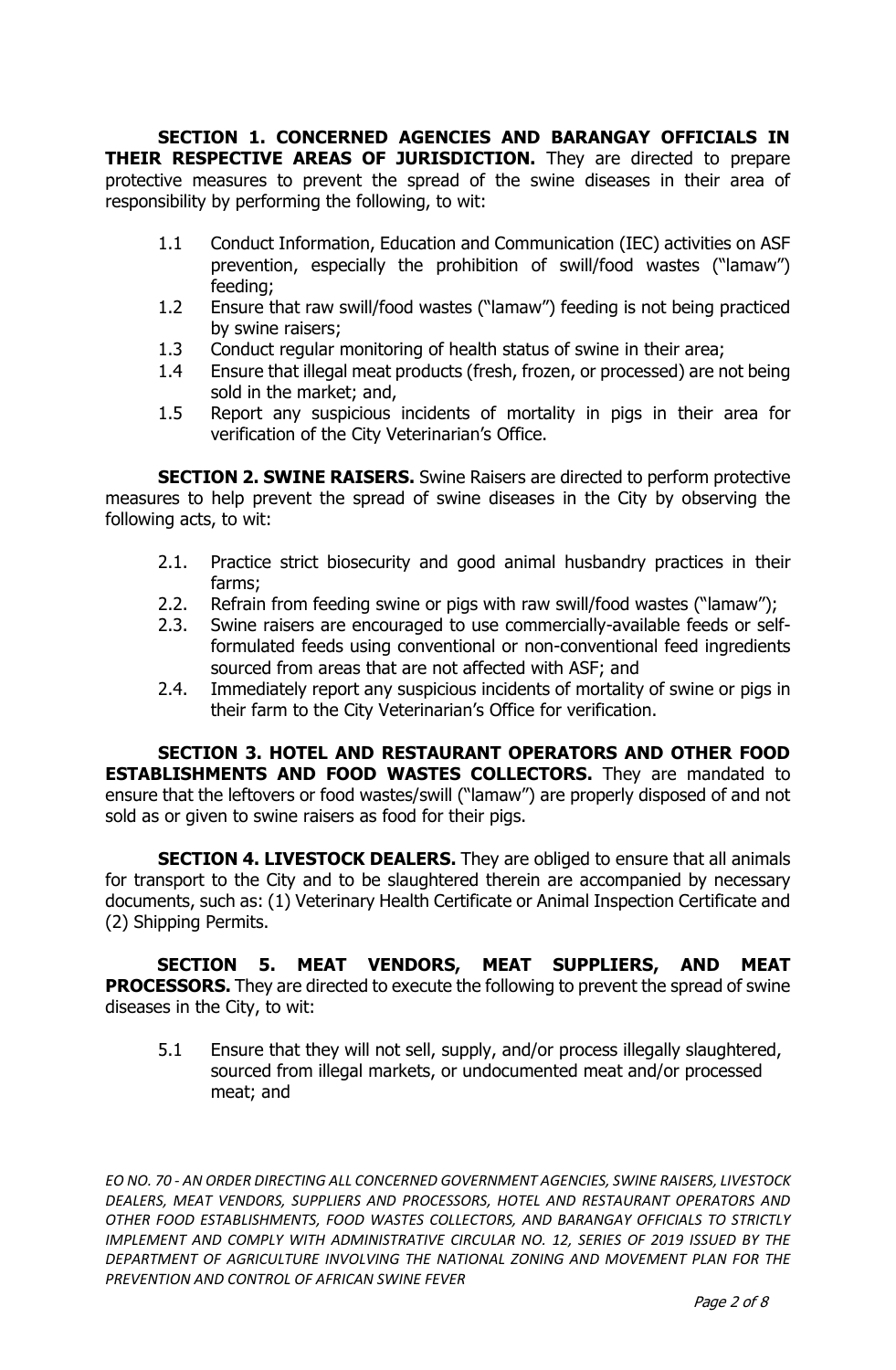**SECTION 1. CONCERNED AGENCIES AND BARANGAY OFFICIALS IN THEIR RESPECTIVE AREAS OF JURISDICTION.** They are directed to prepare protective measures to prevent the spread of the swine diseases in their area of responsibility by performing the following, to wit:

1.1 Conduct Information, Education and Communication (IEC) activities on ASF prevention, especially the prohibition of swill/food wastes ("lamaw") feeding;
1.2 Ensure that raw swill/food wastes ("lamaw") feeding is not being practiced by swine raisers;
1.3 Conduct regular monitoring of health status of swine in their area;
1.4 Ensure that illegal meat products (fresh, frozen, or processed) are not being sold in the market; and,
1.5 Report any suspicious incidents of mortality in pigs in their area for verification of the City Veterinarian's Office.

**SECTION 2. SWINE RAISERS.** Swine Raisers are directed to perform protective measures to help prevent the spread of swine diseases in the City by observing the following acts, to wit:

2.1. Practice strict biosecurity and good animal husbandry practices in their farms;
2.2. Refrain from feeding swine or pigs with raw swill/food wastes ("lamaw");
2.3. Swine raisers are encouraged to use commercially-available feeds or self-formulated feeds using conventional or non-conventional feed ingredients sourced from areas that are not affected with ASF; and
2.4. Immediately report any suspicious incidents of mortality of swine or pigs in their farm to the City Veterinarian's Office for verification.

**SECTION 3. HOTEL AND RESTAURANT OPERATORS AND OTHER FOOD ESTABLISHMENTS AND FOOD WASTES COLLECTORS.** They are mandated to ensure that the leftovers or food wastes/swill ("lamaw") are properly disposed of and not sold as or given to swine raisers as food for their pigs.

**SECTION 4. LIVESTOCK DEALERS.** They are obliged to ensure that all animals for transport to the City and to be slaughtered therein are accompanied by necessary documents, such as: (1) Veterinary Health Certificate or Animal Inspection Certificate and (2) Shipping Permits.

**SECTION 5. MEAT VENDORS, MEAT SUPPLIERS, AND MEAT PROCESSORS.** They are directed to execute the following to prevent the spread of swine diseases in the City, to wit:

5.1 Ensure that they will not sell, supply, and/or process illegally slaughtered, sourced from illegal markets, or undocumented meat and/or processed meat; and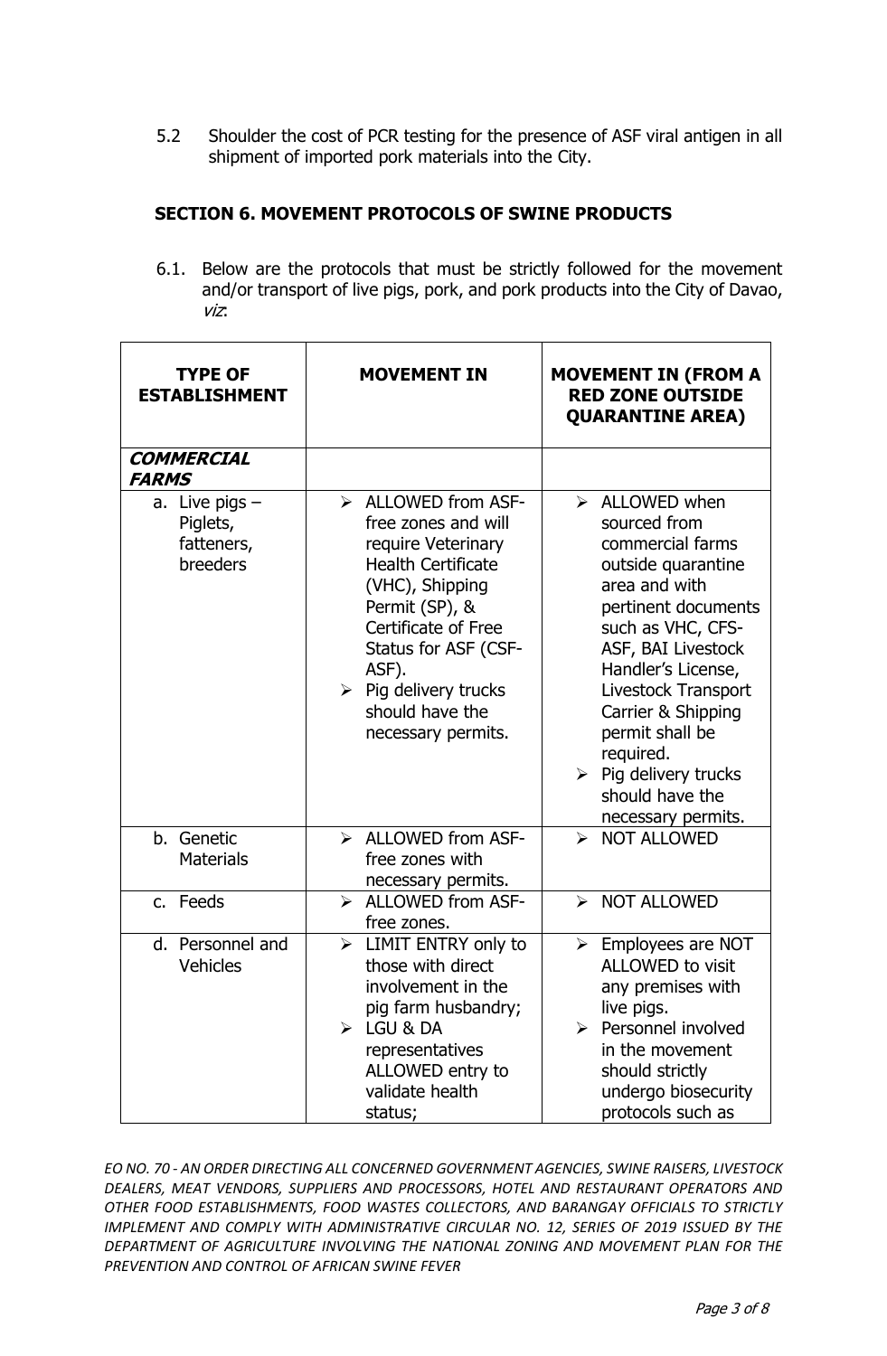5.2 Shoulder the cost of PCR testing for the presence of ASF viral antigen in all shipment of imported pork materials into the City.

## SECTION 6. MOVEMENT PROTOCOLS OF SWINE PRODUCTS

6.1. Below are the protocols that must be strictly followed for the movement and/or transport of live pigs, pork, and pork products into the City of Davao, *viz*:

| TYPE OF ESTABLISHMENT | MOVEMENT IN | MOVEMENT IN (FROM A RED ZONE OUTSIDE QUARANTINE AREA) |
|---|---|---|
| ***COMMERCIAL FARMS*** | | |
| a. Live pigs – Piglets, fatteners, breeders | ➢ ALLOWED from ASF-free zones and will require Veterinary Health Certificate (VHC), Shipping Permit (SP), & Certificate of Free Status for ASF (CSF-ASF).<br>➢ Pig delivery trucks should have the necessary permits. | ➢ ALLOWED when sourced from commercial farms outside quarantine area and with pertinent documents such as VHC, CFS-ASF, BAI Livestock Handler's License, Livestock Transport Carrier & Shipping permit shall be required.<br>➢ Pig delivery trucks should have the necessary permits. |
| b. Genetic Materials | ➢ ALLOWED from ASF-free zones with necessary permits. | ➢ NOT ALLOWED |
| c. Feeds | ➢ ALLOWED from ASF-free zones. | ➢ NOT ALLOWED |
| d. Personnel and Vehicles | ➢ LIMIT ENTRY only to those with direct involvement in the pig farm husbandry;<br>➢ LGU & DA representatives ALLOWED entry to validate health status; | ➢ Employees are NOT ALLOWED to visit any premises with live pigs.<br>➢ Personnel involved in the movement should strictly undergo biosecurity protocols such as |

*EO NO. 70 - AN ORDER DIRECTING ALL CONCERNED GOVERNMENT AGENCIES, SWINE RAISERS, LIVESTOCK DEALERS, MEAT VENDORS, SUPPLIERS AND PROCESSORS, HOTEL AND RESTAURANT OPERATORS AND OTHER FOOD ESTABLISHMENTS, FOOD WASTES COLLECTORS, AND BARANGAY OFFICIALS TO STRICTLY IMPLEMENT AND COMPLY WITH ADMINISTRATIVE CIRCULAR NO. 12, SERIES OF 2019 ISSUED BY THE DEPARTMENT OF AGRICULTURE INVOLVING THE NATIONAL ZONING AND MOVEMENT PLAN FOR THE PREVENTION AND CONTROL OF AFRICAN SWINE FEVER*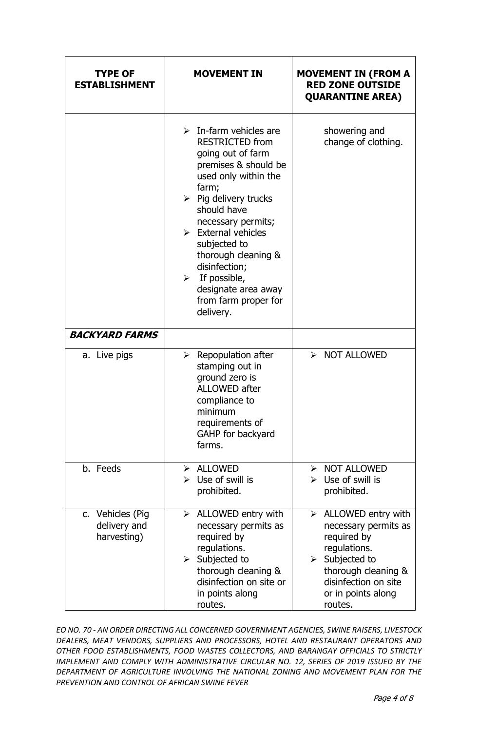| TYPE OF ESTABLISHMENT | MOVEMENT IN | MOVEMENT IN (FROM A RED ZONE OUTSIDE QUARANTINE AREA) |
|---|---|---|
| | ➢ In-farm vehicles are RESTRICTED from going out of farm premises & should be used only within the farm;<br>➢ Pig delivery trucks should have necessary permits;<br>➢ External vehicles subjected to thorough cleaning & disinfection;<br>➢ If possible, designate area away from farm proper for delivery. | showering and change of clothing. |
| ***BACKYARD FARMS*** | | |
| a. Live pigs | ➢ Repopulation after stamping out in ground zero is ALLOWED after compliance to minimum requirements of GAHP for backyard farms. | ➢ NOT ALLOWED |
| b. Feeds | ➢ ALLOWED<br>➢ Use of swill is prohibited. | ➢ NOT ALLOWED<br>➢ Use of swill is prohibited. |
| c. Vehicles (Pig delivery and harvesting) | ➢ ALLOWED entry with necessary permits as required by regulations.<br>➢ Subjected to thorough cleaning & disinfection on site or in points along routes. | ➢ ALLOWED entry with necessary permits as required by regulations.<br>➢ Subjected to thorough cleaning & disinfection on site or in points along routes. |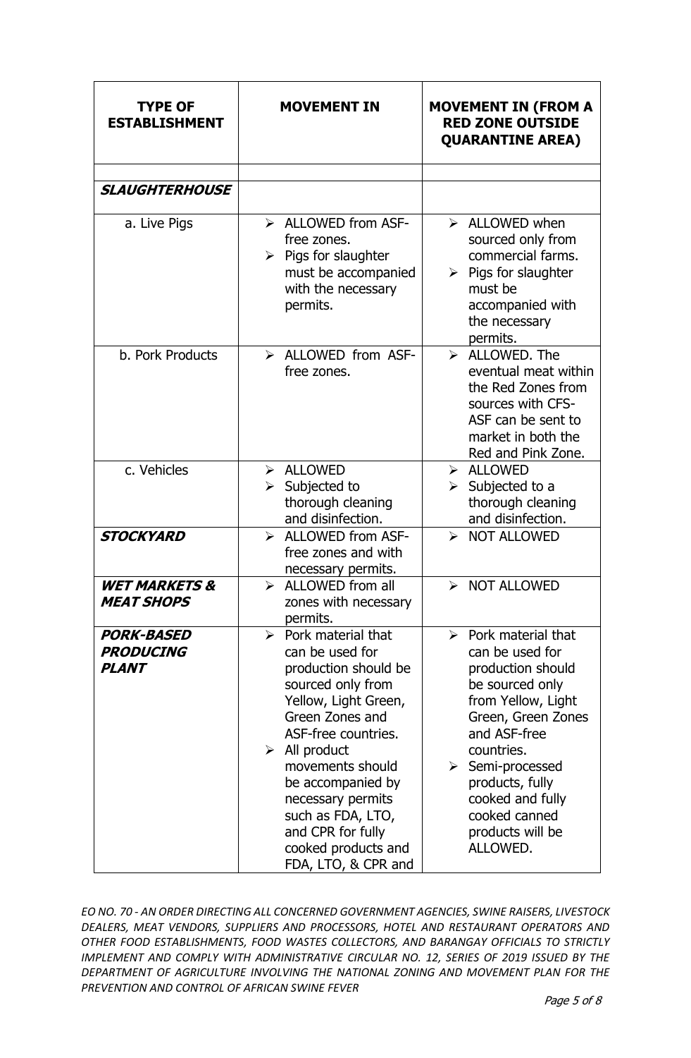| TYPE OF ESTABLISHMENT | MOVEMENT IN | MOVEMENT IN (FROM A RED ZONE OUTSIDE QUARANTINE AREA) |
|---|---|---|
| | | |
| ***SLAUGHTERHOUSE*** | | |
| a. Live Pigs | ➢ ALLOWED from ASF-free zones.<br>➢ Pigs for slaughter must be accompanied with the necessary permits. | ➢ ALLOWED when sourced only from commercial farms.<br>➢ Pigs for slaughter must be accompanied with the necessary permits. |
| b. Pork Products | ➢ ALLOWED from ASF-free zones. | ➢ ALLOWED. The eventual meat within the Red Zones from sources with CFS-ASF can be sent to market in both the Red and Pink Zone. |
| c. Vehicles | ➢ ALLOWED<br>➢ Subjected to thorough cleaning and disinfection. | ➢ ALLOWED<br>➢ Subjected to a thorough cleaning and disinfection. |
| ***STOCKYARD*** | ➢ ALLOWED from ASF-free zones and with necessary permits. | ➢ NOT ALLOWED |
| ***WET MARKETS & MEAT SHOPS*** | ➢ ALLOWED from all zones with necessary permits. | ➢ NOT ALLOWED |
| ***PORK-BASED PRODUCING PLANT*** | ➢ Pork material that can be used for production should be sourced only from Yellow, Light Green, Green Zones and ASF-free countries.<br>➢ All product movements should be accompanied by necessary permits such as FDA, LTO, and CPR for fully cooked products and FDA, LTO, & CPR and | ➢ Pork material that can be used for production should be sourced only from Yellow, Light Green, Green Zones and ASF-free countries.<br>➢ Semi-processed products, fully cooked and fully cooked canned products will be ALLOWED. |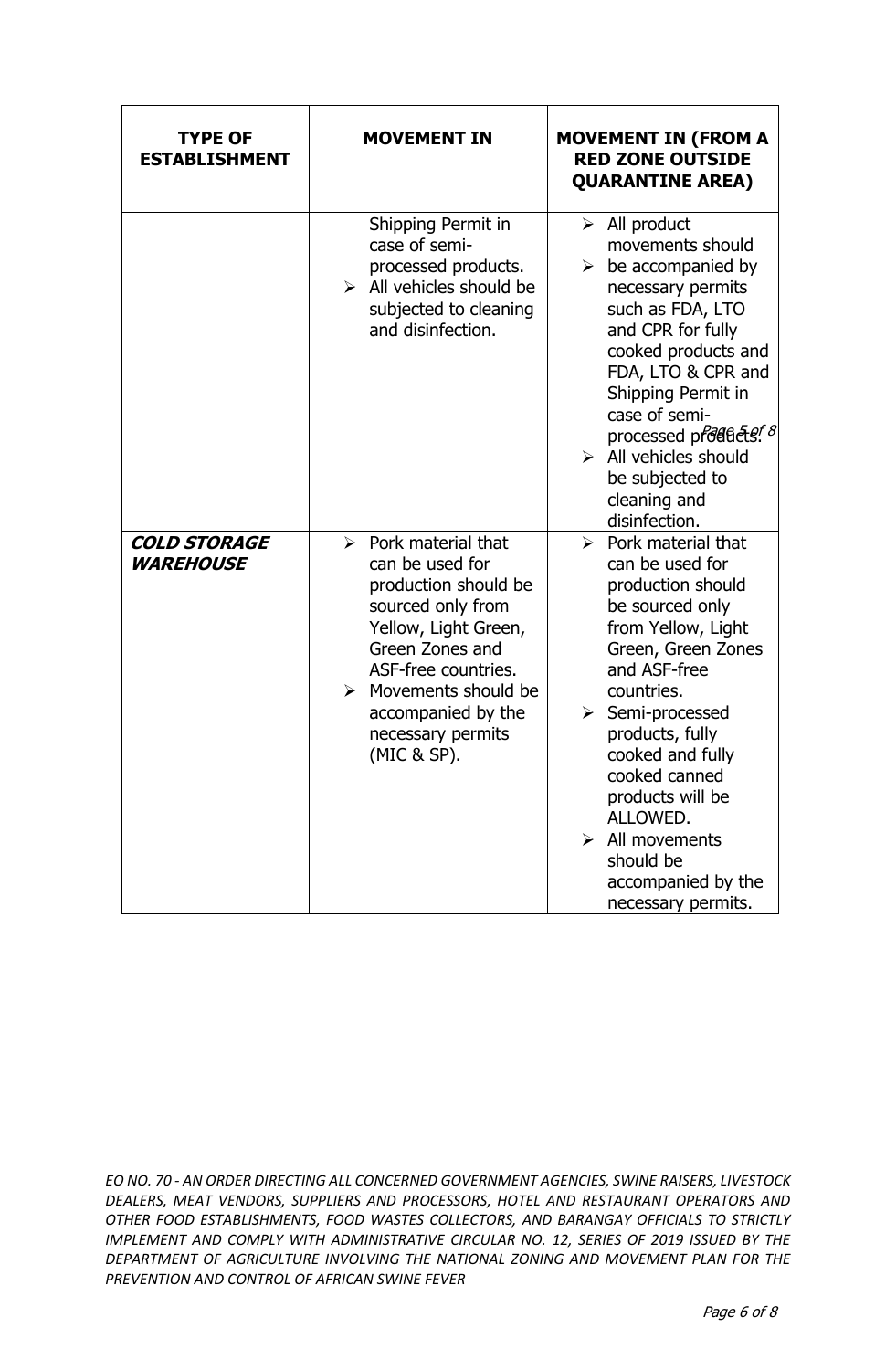| TYPE OF ESTABLISHMENT | MOVEMENT IN | MOVEMENT IN (FROM A RED ZONE OUTSIDE QUARANTINE AREA) |
|---|---|---|
| | Shipping Permit in case of semi-processed products.<br>➢ All vehicles should be subjected to cleaning and disinfection. | ➢ All product movements should<br>➢ be accompanied by necessary permits such as FDA, LTO and CPR for fully cooked products and FDA, LTO & CPR and Shipping Permit in case of semi-processed products.<br>➢ All vehicles should be subjected to cleaning and disinfection. |
| ***COLD STORAGE WAREHOUSE*** | ➢ Pork material that can be used for production should be sourced only from Yellow, Light Green, Green Zones and ASF-free countries.<br>➢ Movements should be accompanied by the necessary permits (MIC & SP). | ➢ Pork material that can be used for production should be sourced only from Yellow, Light Green, Green Zones and ASF-free countries.<br>➢ Semi-processed products, fully cooked and fully cooked canned products will be ALLOWED.<br>➢ All movements should be accompanied by the necessary permits. |

*EO NO. 70 - AN ORDER DIRECTING ALL CONCERNED GOVERNMENT AGENCIES, SWINE RAISERS, LIVESTOCK DEALERS, MEAT VENDORS, SUPPLIERS AND PROCESSORS, HOTEL AND RESTAURANT OPERATORS AND OTHER FOOD ESTABLISHMENTS, FOOD WASTES COLLECTORS, AND BARANGAY OFFICIALS TO STRICTLY IMPLEMENT AND COMPLY WITH ADMINISTRATIVE CIRCULAR NO. 12, SERIES OF 2019 ISSUED BY THE DEPARTMENT OF AGRICULTURE INVOLVING THE NATIONAL ZONING AND MOVEMENT PLAN FOR THE PREVENTION AND CONTROL OF AFRICAN SWINE FEVER*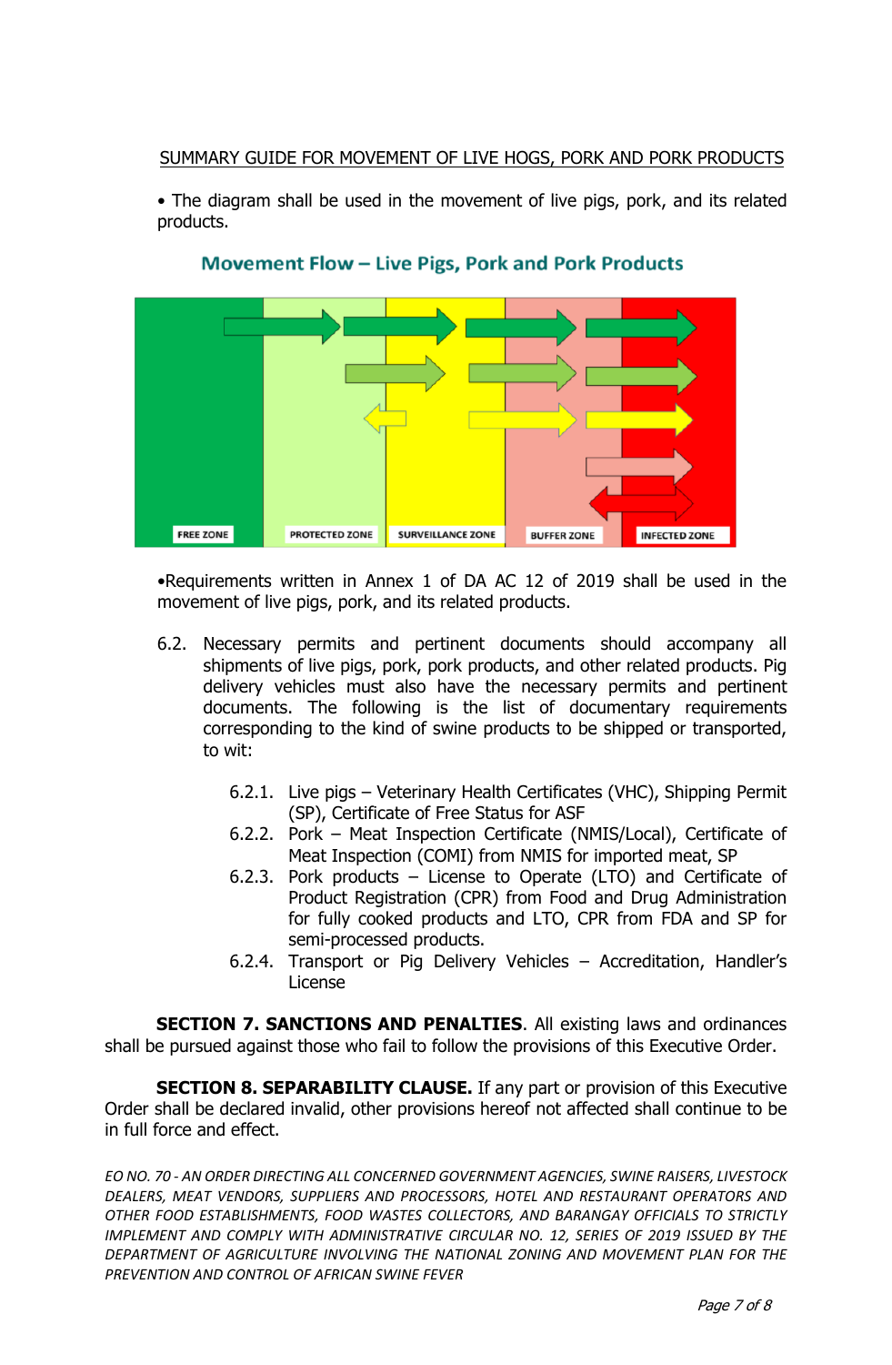SUMMARY GUIDE FOR MOVEMENT OF LIVE HOGS, PORK AND PORK PRODUCTS

• The diagram shall be used in the movement of live pigs, pork, and its related products.

**Movement Flow – Live Pigs, Pork and Pork Products**

FREE ZONE | PROTECTED ZONE | SURVEILLANCE ZONE | BUFFER ZONE | INFECTED ZONE

•Requirements written in Annex 1 of DA AC 12 of 2019 shall be used in the movement of live pigs, pork, and its related products.

6.2. Necessary permits and pertinent documents should accompany all shipments of live pigs, pork, pork products, and other related products. Pig delivery vehicles must also have the necessary permits and pertinent documents. The following is the list of documentary requirements corresponding to the kind of swine products to be shipped or transported, to wit:

- 6.2.1. Live pigs – Veterinary Health Certificates (VHC), Shipping Permit (SP), Certificate of Free Status for ASF
- 6.2.2. Pork – Meat Inspection Certificate (NMIS/Local), Certificate of Meat Inspection (COMI) from NMIS for imported meat, SP
- 6.2.3. Pork products – License to Operate (LTO) and Certificate of Product Registration (CPR) from Food and Drug Administration for fully cooked products and LTO, CPR from FDA and SP for semi-processed products.
- 6.2.4. Transport or Pig Delivery Vehicles – Accreditation, Handler's License

**SECTION 7. SANCTIONS AND PENALTIES**. All existing laws and ordinances shall be pursued against those who fail to follow the provisions of this Executive Order.

**SECTION 8. SEPARABILITY CLAUSE.** If any part or provision of this Executive Order shall be declared invalid, other provisions hereof not affected shall continue to be in full force and effect.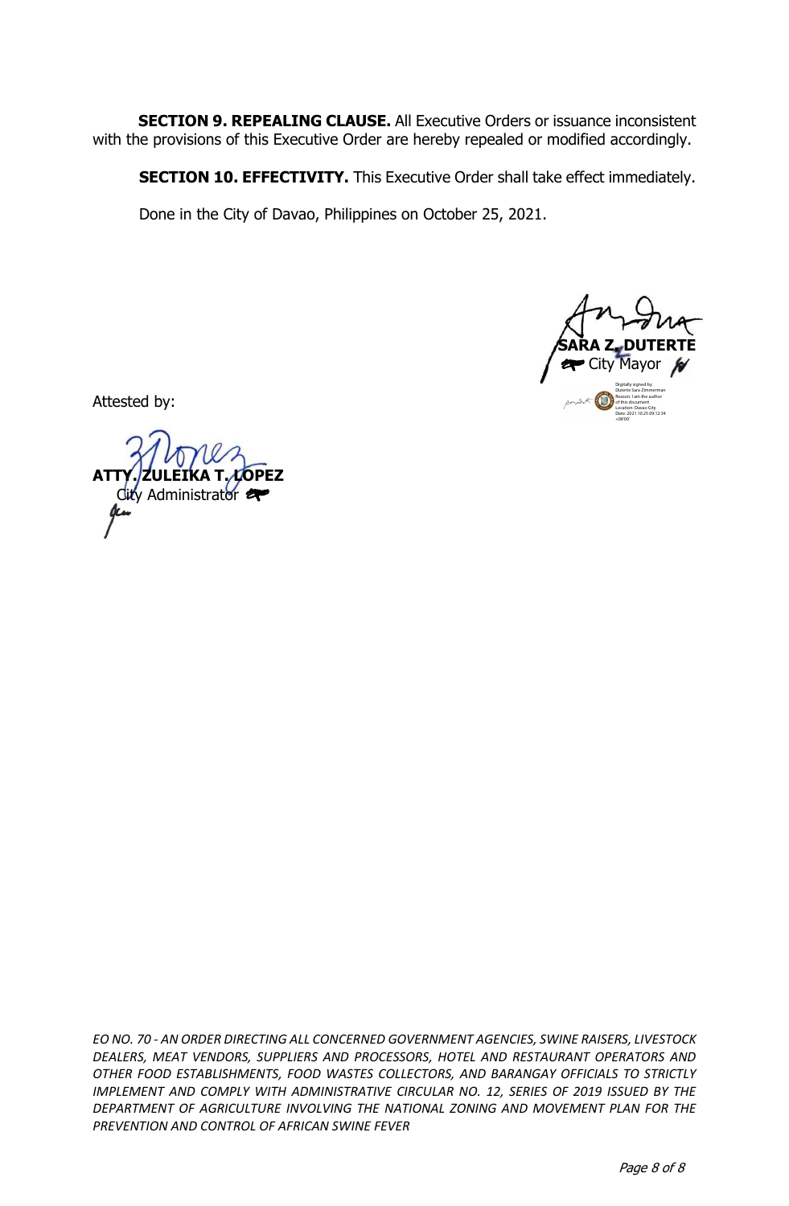**SECTION 9. REPEALING CLAUSE.** All Executive Orders or issuance inconsistent with the provisions of this Executive Order are hereby repealed or modified accordingly.

**SECTION 10. EFFECTIVITY.** This Executive Order shall take effect immediately.

Done in the City of Davao, Philippines on October 25, 2021.

**SARA Z. DUTERTE**
City Mayor

Digitally signed by Duterte Sara Zimmerman
Reason: I am the author of this document
Location: Davao City
Date: 2021.10.25 09:12:34 +08'00'

Attested by:

**ATTY. ZULEIKA T. LOPEZ**
City Administrator

*EO NO. 70 - AN ORDER DIRECTING ALL CONCERNED GOVERNMENT AGENCIES, SWINE RAISERS, LIVESTOCK DEALERS, MEAT VENDORS, SUPPLIERS AND PROCESSORS, HOTEL AND RESTAURANT OPERATORS AND OTHER FOOD ESTABLISHMENTS, FOOD WASTES COLLECTORS, AND BARANGAY OFFICIALS TO STRICTLY IMPLEMENT AND COMPLY WITH ADMINISTRATIVE CIRCULAR NO. 12, SERIES OF 2019 ISSUED BY THE DEPARTMENT OF AGRICULTURE INVOLVING THE NATIONAL ZONING AND MOVEMENT PLAN FOR THE PREVENTION AND CONTROL OF AFRICAN SWINE FEVER*